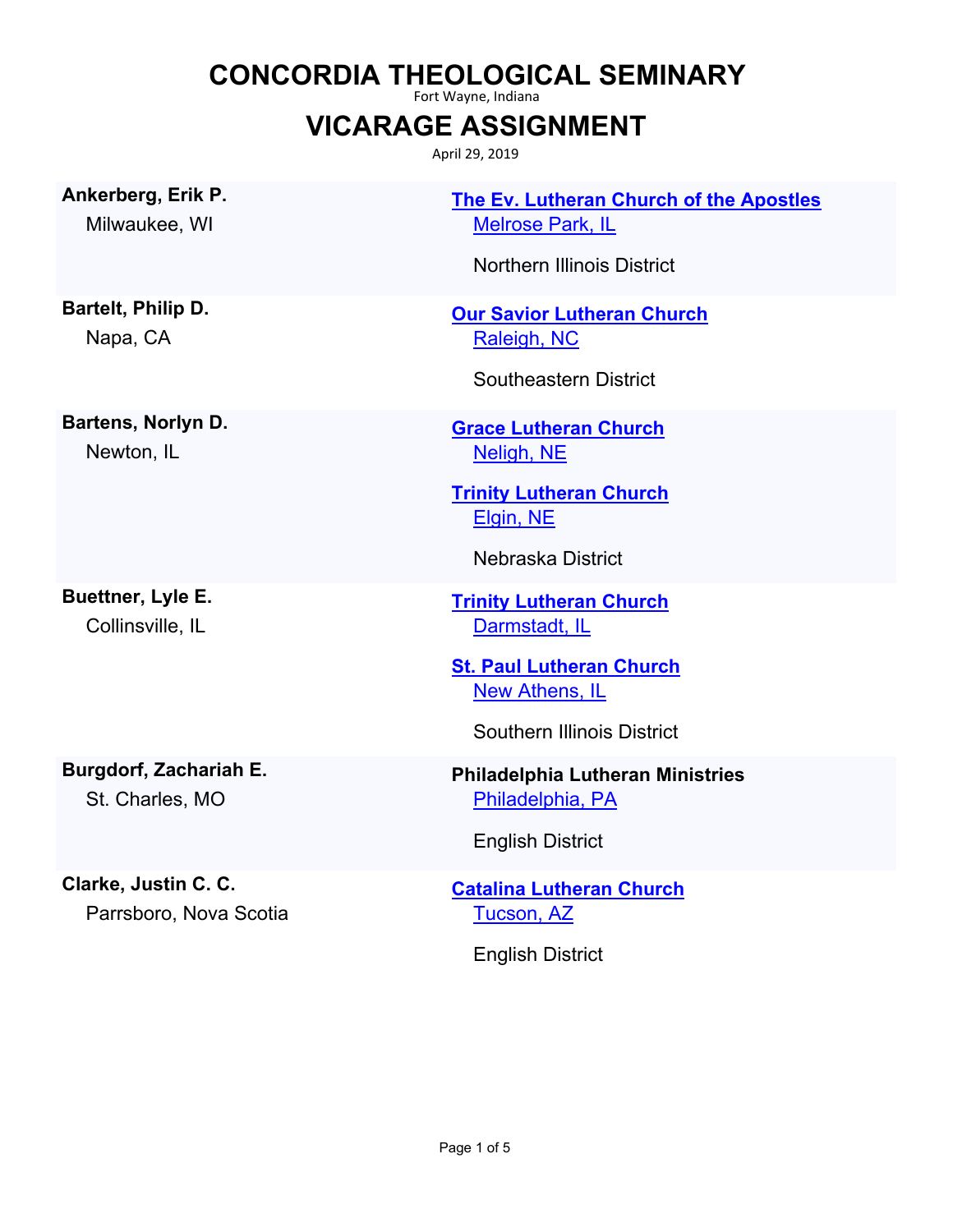# CONCORDIA THEOLOGICAL SEMINARY

Fort Wayne, Indiana

## VICARAGE ASSIGNMENT

April 29, 2019

| Student | Assignment |
| --- | --- |
| **Ankerberg, Erik P.**<br>Milwaukee, WI | **The Ev. Lutheran Church of the Apostles**<br>Melrose Park, IL<br><br>Northern Illinois District |
| **Bartelt, Philip D.**<br>Napa, CA | **Our Savior Lutheran Church**<br>Raleigh, NC<br><br>Southeastern District |
| **Bartens, Norlyn D.**<br>Newton, IL | **Grace Lutheran Church**<br>Neligh, NE<br><br>**Trinity Lutheran Church**<br>Elgin, NE<br><br>Nebraska District |
| **Buettner, Lyle E.**<br>Collinsville, IL | **Trinity Lutheran Church**<br>Darmstadt, IL<br><br>**St. Paul Lutheran Church**<br>New Athens, IL<br><br>Southern Illinois District |
| **Burgdorf, Zachariah E.**<br>St. Charles, MO | **Philadelphia Lutheran Ministries**<br>Philadelphia, PA<br><br>English District |
| **Clarke, Justin C. C.**<br>Parrsboro, Nova Scotia | **Catalina Lutheran Church**<br>Tucson, AZ<br><br>English District |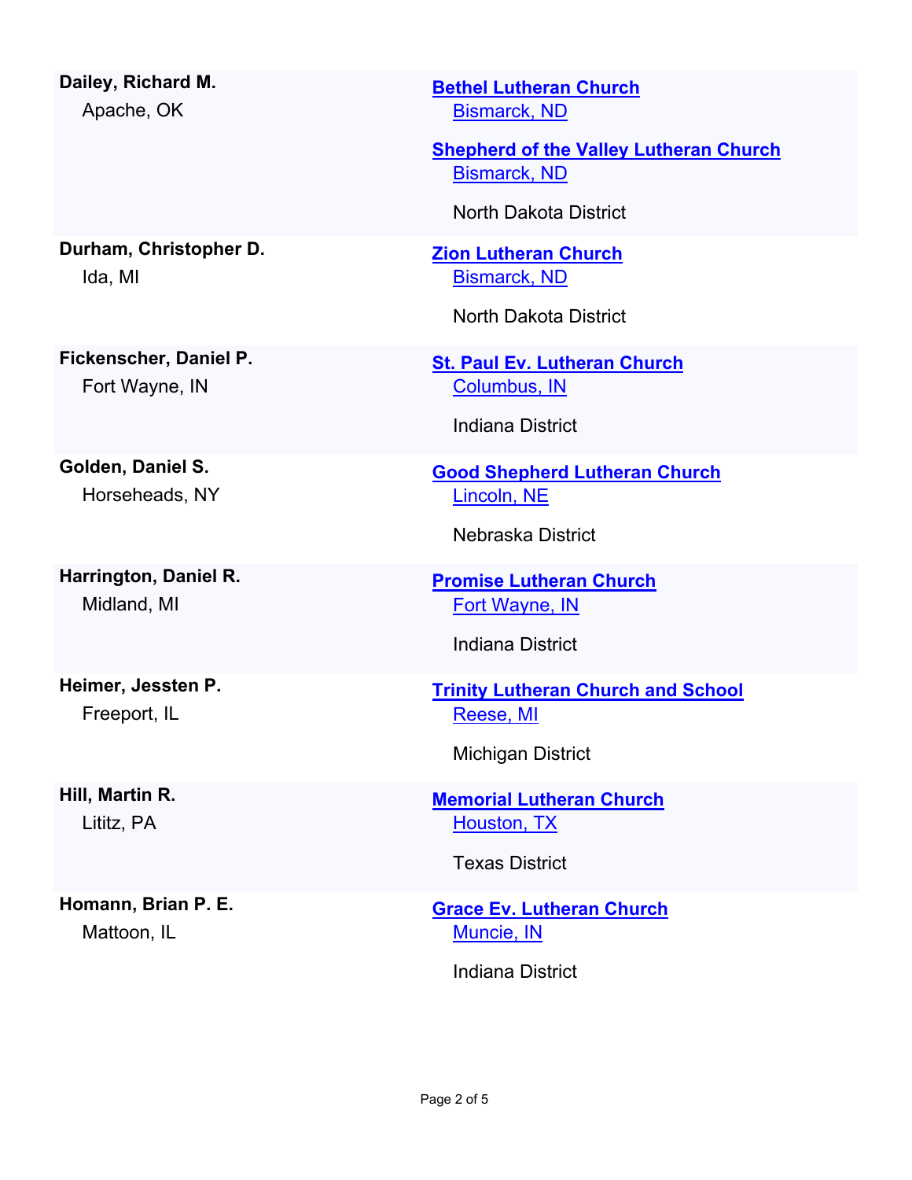| Name | Church / Location / District |
|---|---|
| **Dailey, Richard M.**<br>Apache, OK | **[Bethel Lutheran Church]**<br>[Bismarck, ND]<br>**[Shepherd of the Valley Lutheran Church]**<br>[Bismarck, ND]<br>North Dakota District |
| **Durham, Christopher D.**<br>Ida, MI | **[Zion Lutheran Church]**<br>[Bismarck, ND]<br>North Dakota District |
| **Fickenscher, Daniel P.**<br>Fort Wayne, IN | **[St. Paul Ev. Lutheran Church]**<br>[Columbus, IN]<br>Indiana District |
| **Golden, Daniel S.**<br>Horseheads, NY | **[Good Shepherd Lutheran Church]**<br>[Lincoln, NE]<br>Nebraska District |
| **Harrington, Daniel R.**<br>Midland, MI | **[Promise Lutheran Church]**<br>[Fort Wayne, IN]<br>Indiana District |
| **Heimer, Jessten P.**<br>Freeport, IL | **[Trinity Lutheran Church and School]**<br>[Reese, MI]<br>Michigan District |
| **Hill, Martin R.**<br>Lititz, PA | **[Memorial Lutheran Church]**<br>[Houston, TX]<br>Texas District |
| **Homann, Brian P. E.**<br>Mattoon, IL | **[Grace Ev. Lutheran Church]**<br>[Muncie, IN]<br>Indiana District |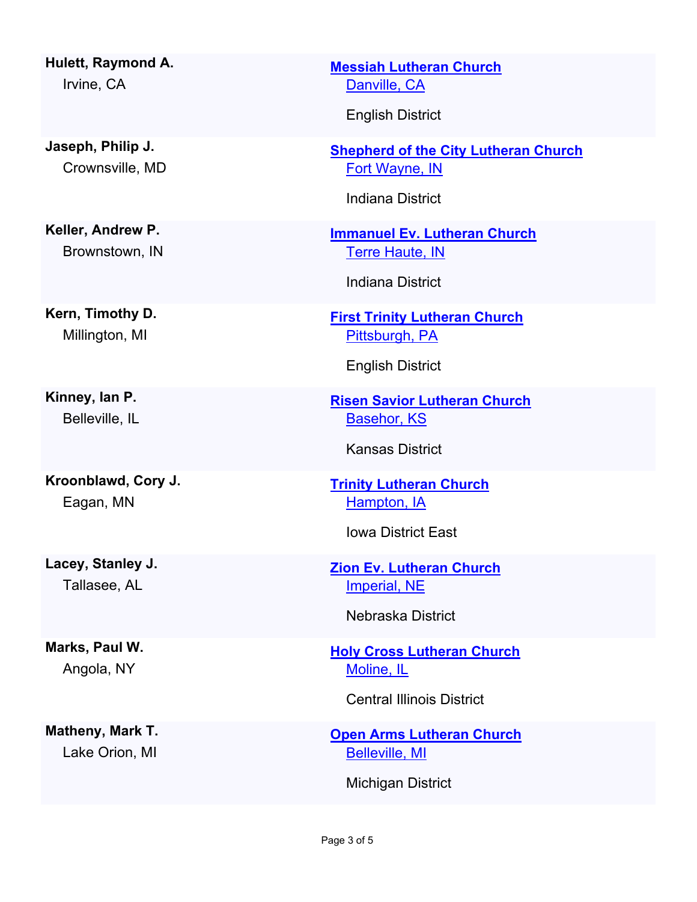**Hulett, Raymond A.**
Irvine, CA

**Messiah Lutheran Church**
Danville, CA

English District

**Jaseph, Philip J.**
Crownsville, MD

**Shepherd of the City Lutheran Church**
Fort Wayne, IN

Indiana District

**Keller, Andrew P.**
Brownstown, IN

**Immanuel Ev. Lutheran Church**
Terre Haute, IN

Indiana District

**Kern, Timothy D.**
Millington, MI

**First Trinity Lutheran Church**
Pittsburgh, PA

English District

**Kinney, Ian P.**
Belleville, IL

**Risen Savior Lutheran Church**
Basehor, KS

Kansas District

**Kroonblawd, Cory J.**
Eagan, MN

**Trinity Lutheran Church**
Hampton, IA

Iowa District East

**Lacey, Stanley J.**
Tallasee, AL

**Zion Ev. Lutheran Church**
Imperial, NE

Nebraska District

**Marks, Paul W.**
Angola, NY

**Holy Cross Lutheran Church**
Moline, IL

Central Illinois District

**Matheny, Mark T.**
Lake Orion, MI

**Open Arms Lutheran Church**
Belleville, MI

Michigan District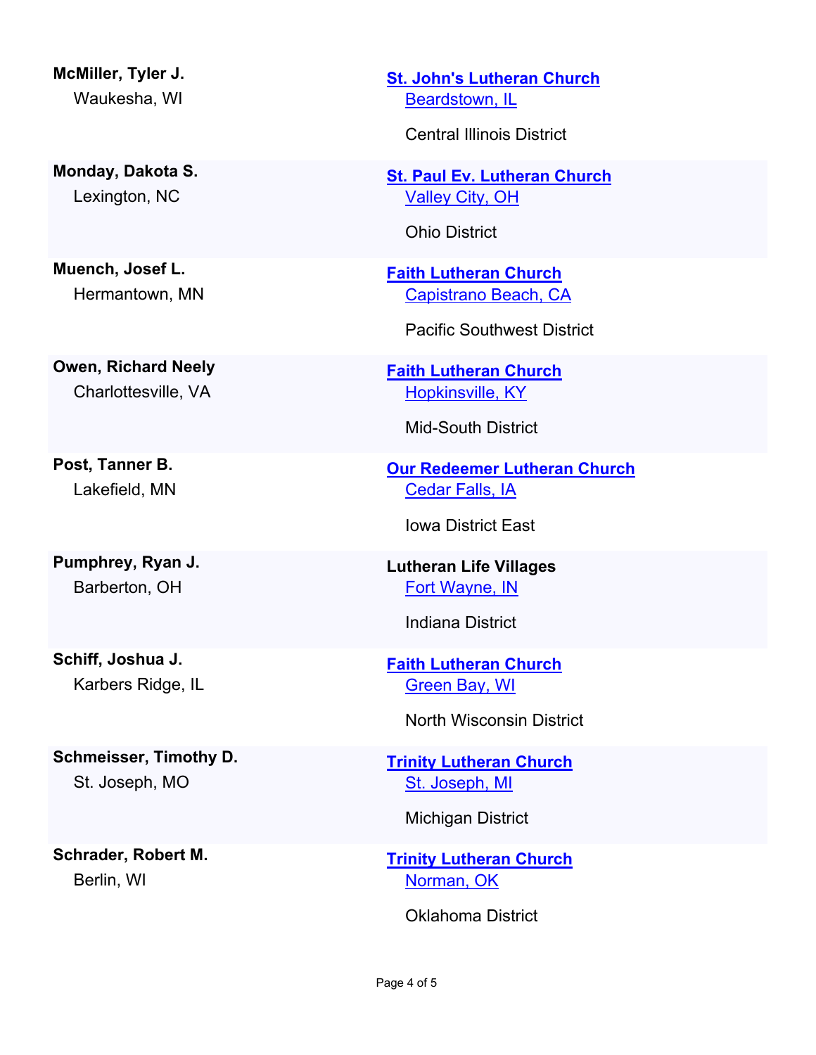| Name | Placement |
|---|---|
| **McMiller, Tyler J.**<br>Waukesha, WI | **St. John's Lutheran Church**<br>Beardstown, IL<br>Central Illinois District |
| **Monday, Dakota S.**<br>Lexington, NC | **St. Paul Ev. Lutheran Church**<br>Valley City, OH<br>Ohio District |
| **Muench, Josef L.**<br>Hermantown, MN | **Faith Lutheran Church**<br>Capistrano Beach, CA<br>Pacific Southwest District |
| **Owen, Richard Neely**<br>Charlottesville, VA | **Faith Lutheran Church**<br>Hopkinsville, KY<br>Mid-South District |
| **Post, Tanner B.**<br>Lakefield, MN | **Our Redeemer Lutheran Church**<br>Cedar Falls, IA<br>Iowa District East |
| **Pumphrey, Ryan J.**<br>Barberton, OH | **Lutheran Life Villages**<br>Fort Wayne, IN<br>Indiana District |
| **Schiff, Joshua J.**<br>Karbers Ridge, IL | **Faith Lutheran Church**<br>Green Bay, WI<br>North Wisconsin District |
| **Schmeisser, Timothy D.**<br>St. Joseph, MO | **Trinity Lutheran Church**<br>St. Joseph, MI<br>Michigan District |
| **Schrader, Robert M.**<br>Berlin, WI | **Trinity Lutheran Church**<br>Norman, OK<br>Oklahoma District |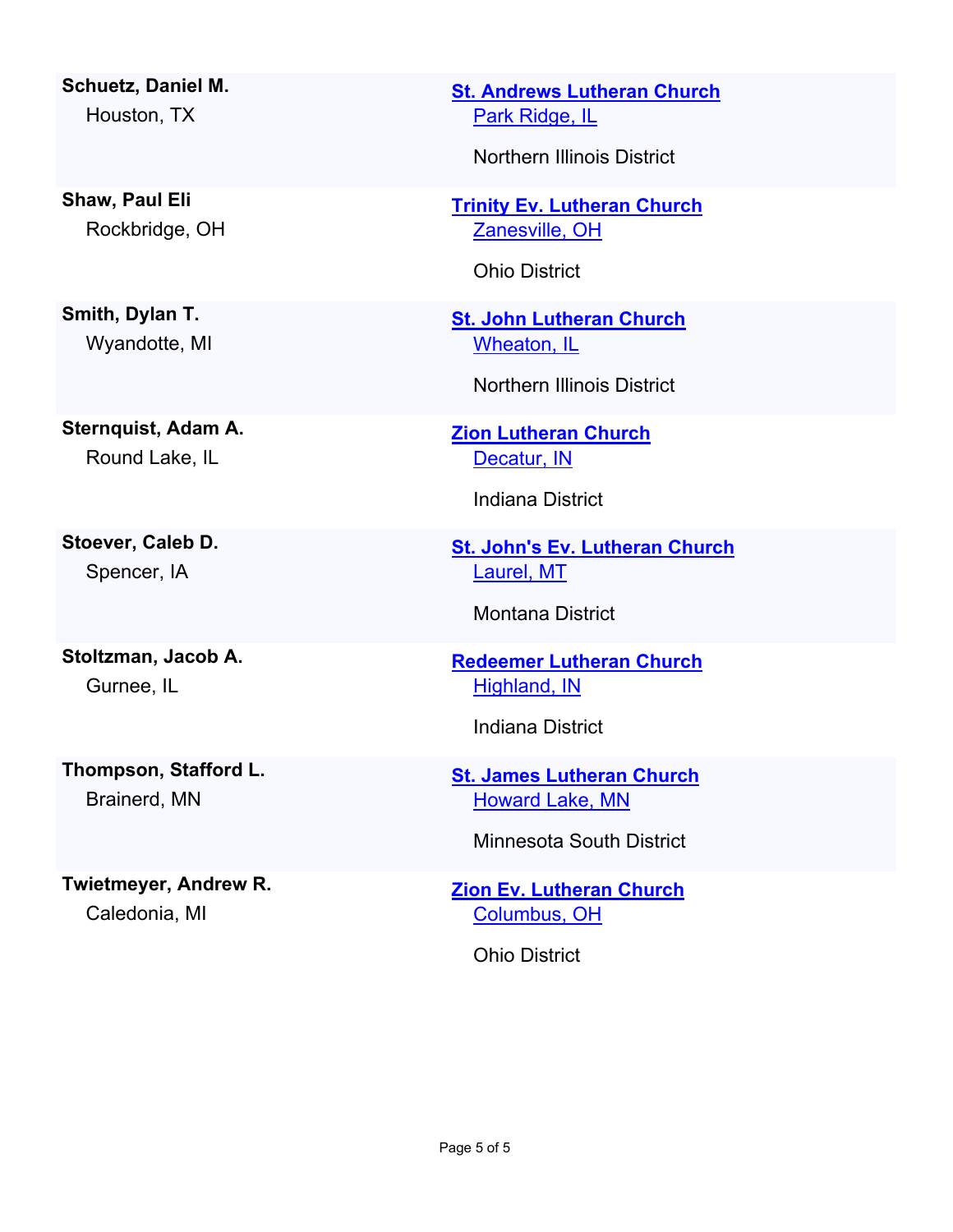| | |
|---|---|
| **Schuetz, Daniel M.**<br>Houston, TX | **St. Andrews Lutheran Church**<br>Park Ridge, IL<br><br>Northern Illinois District |
| **Shaw, Paul Eli**<br>Rockbridge, OH | **Trinity Ev. Lutheran Church**<br>Zanesville, OH<br><br>Ohio District |
| **Smith, Dylan T.**<br>Wyandotte, MI | **St. John Lutheran Church**<br>Wheaton, IL<br><br>Northern Illinois District |
| **Sternquist, Adam A.**<br>Round Lake, IL | **Zion Lutheran Church**<br>Decatur, IN<br><br>Indiana District |
| **Stoever, Caleb D.**<br>Spencer, IA | **St. John's Ev. Lutheran Church**<br>Laurel, MT<br><br>Montana District |
| **Stoltzman, Jacob A.**<br>Gurnee, IL | **Redeemer Lutheran Church**<br>Highland, IN<br><br>Indiana District |
| **Thompson, Stafford L.**<br>Brainerd, MN | **St. James Lutheran Church**<br>Howard Lake, MN<br><br>Minnesota South District |
| **Twietmeyer, Andrew R.**<br>Caledonia, MI | **Zion Ev. Lutheran Church**<br>Columbus, OH<br><br>Ohio District |